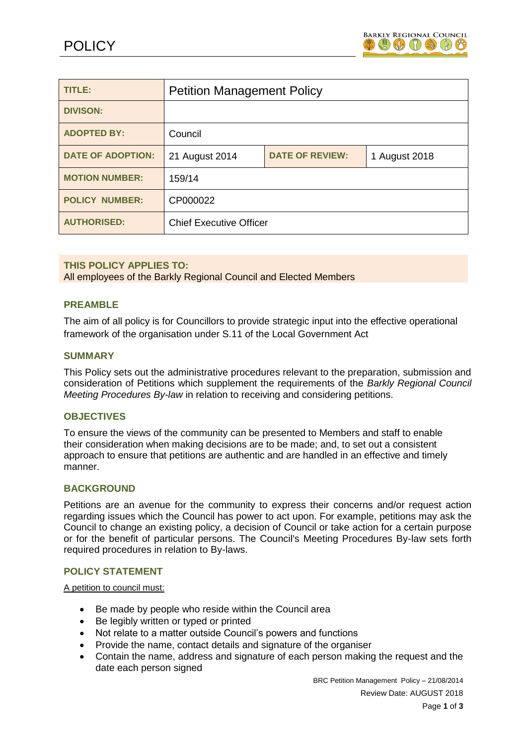# POLICY

| TITLE: | Petition Management Policy | | |
| --- | --- | --- | --- |
| DIVISON: | | | |
| ADOPTED BY: | Council | | |
| DATE OF ADOPTION: | 21 August 2014 | DATE OF REVIEW: | 1 August 2018 |
| MOTION NUMBER: | 159/14 | | |
| POLICY NUMBER: | CP000022 | | |
| AUTHORISED: | Chief Executive Officer | | |

**THIS POLICY APPLIES TO:**
All employees of the Barkly Regional Council and Elected Members

## PREAMBLE

The aim of all policy is for Councillors to provide strategic input into the effective operational framework of the organisation under S.11 of the Local Government Act

## SUMMARY

This Policy sets out the administrative procedures relevant to the preparation, submission and consideration of Petitions which supplement the requirements of the *Barkly Regional Council Meeting Procedures By-law* in relation to receiving and considering petitions.

## OBJECTIVES

To ensure the views of the community can be presented to Members and staff to enable their consideration when making decisions are to be made; and, to set out a consistent approach to ensure that petitions are authentic and are handled in an effective and timely manner.

## BACKGROUND

Petitions are an avenue for the community to express their concerns and/or request action regarding issues which the Council has power to act upon. For example, petitions may ask the Council to change an existing policy, a decision of Council or take action for a certain purpose or for the benefit of particular persons. The Council's Meeting Procedures By-law sets forth required procedures in relation to By-laws.

## POLICY STATEMENT

A petition to council must:

- Be made by people who reside within the Council area
- Be legibly written or typed or printed
- Not relate to a matter outside Council's powers and functions
- Provide the name, contact details and signature of the organiser
- Contain the name, address and signature of each person making the request and the date each person signed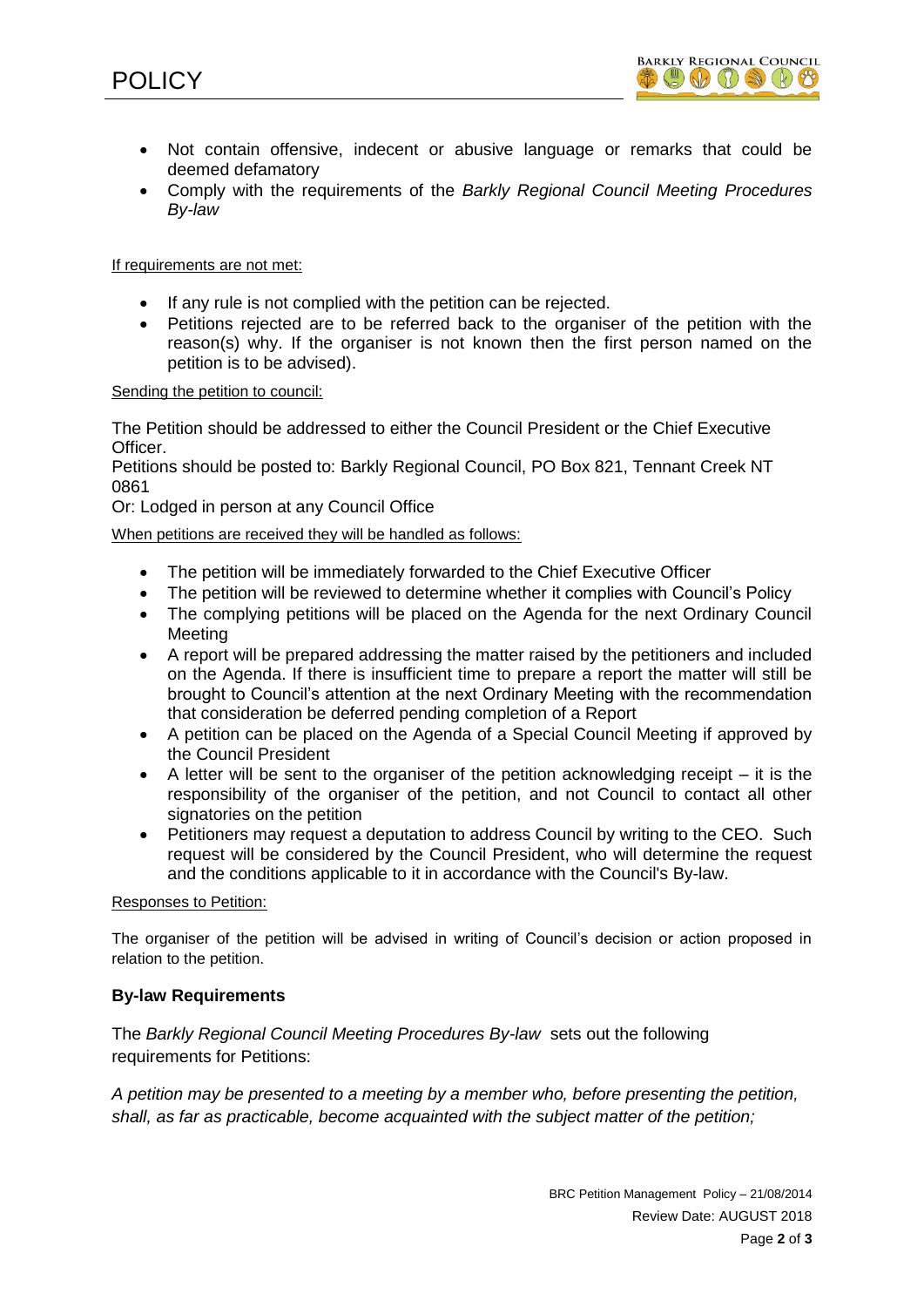- Not contain offensive, indecent or abusive language or remarks that could be deemed defamatory
- Comply with the requirements of the *Barkly Regional Council Meeting Procedures By-law*

If requirements are not met:

- If any rule is not complied with the petition can be rejected.
- Petitions rejected are to be referred back to the organiser of the petition with the reason(s) why. If the organiser is not known then the first person named on the petition is to be advised).

Sending the petition to council:

The Petition should be addressed to either the Council President or the Chief Executive Officer.

Petitions should be posted to: Barkly Regional Council, PO Box 821, Tennant Creek NT 0861

Or: Lodged in person at any Council Office

When petitions are received they will be handled as follows:

- The petition will be immediately forwarded to the Chief Executive Officer
- The petition will be reviewed to determine whether it complies with Council's Policy
- The complying petitions will be placed on the Agenda for the next Ordinary Council Meeting
- A report will be prepared addressing the matter raised by the petitioners and included on the Agenda. If there is insufficient time to prepare a report the matter will still be brought to Council's attention at the next Ordinary Meeting with the recommendation that consideration be deferred pending completion of a Report
- A petition can be placed on the Agenda of a Special Council Meeting if approved by the Council President
- A letter will be sent to the organiser of the petition acknowledging receipt – it is the responsibility of the organiser of the petition, and not Council to contact all other signatories on the petition
- Petitioners may request a deputation to address Council by writing to the CEO. Such request will be considered by the Council President, who will determine the request and the conditions applicable to it in accordance with the Council's By-law.

Responses to Petition:

The organiser of the petition will be advised in writing of Council's decision or action proposed in relation to the petition.

**By-law Requirements**

The *Barkly Regional Council Meeting Procedures By-law* sets out the following requirements for Petitions:

*A petition may be presented to a meeting by a member who, before presenting the petition, shall, as far as practicable, become acquainted with the subject matter of the petition;*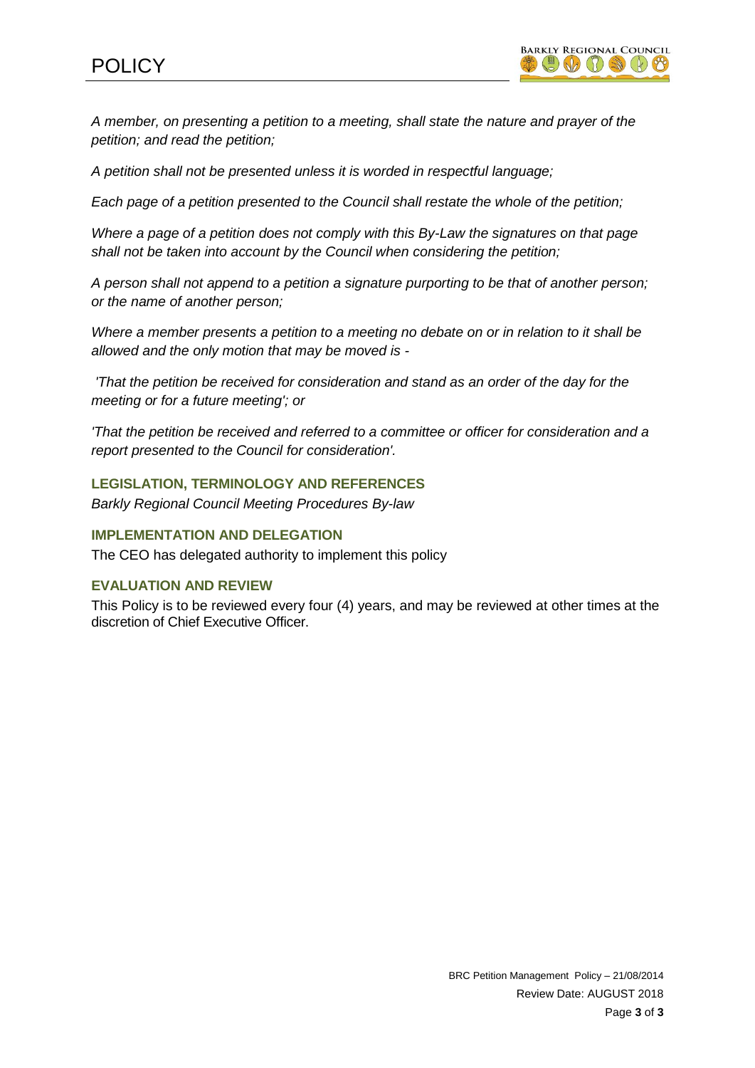*A member, on presenting a petition to a meeting, shall state the nature and prayer of the petition; and read the petition;*

*A petition shall not be presented unless it is worded in respectful language;*

*Each page of a petition presented to the Council shall restate the whole of the petition;*

*Where a page of a petition does not comply with this By-Law the signatures on that page shall not be taken into account by the Council when considering the petition;*

*A person shall not append to a petition a signature purporting to be that of another person; or the name of another person;*

*Where a member presents a petition to a meeting no debate on or in relation to it shall be allowed and the only motion that may be moved is -*

*'That the petition be received for consideration and stand as an order of the day for the meeting or for a future meeting'; or*

*'That the petition be received and referred to a committee or officer for consideration and a report presented to the Council for consideration'.*

## LEGISLATION, TERMINOLOGY AND REFERENCES

*Barkly Regional Council Meeting Procedures By-law*

## IMPLEMENTATION AND DELEGATION

The CEO has delegated authority to implement this policy

## EVALUATION AND REVIEW

This Policy is to be reviewed every four (4) years, and may be reviewed at other times at the discretion of Chief Executive Officer.